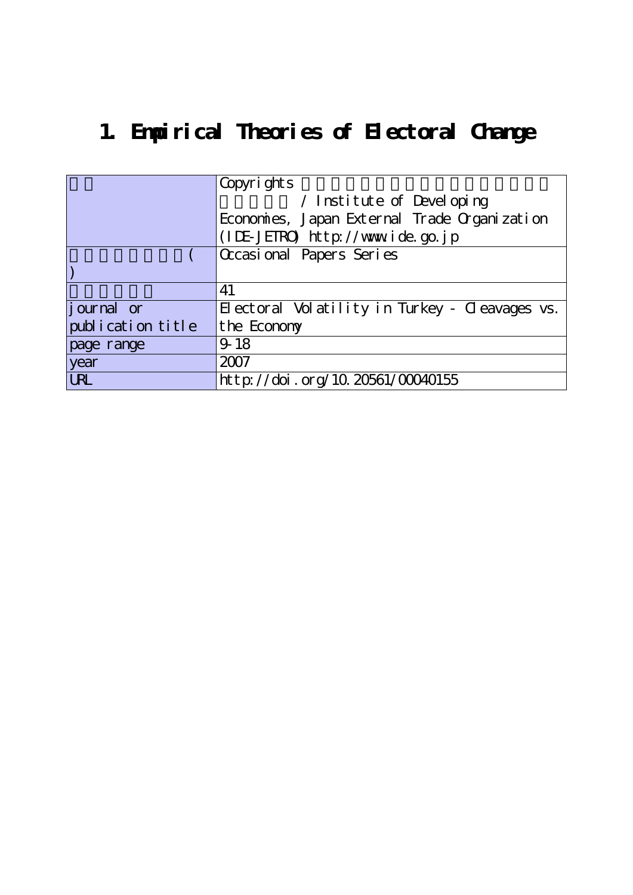# 1. Empirical Theories of Electoral Change

| | |
|---|---|
| | Copyrights / Institute of Developing Economies, Japan External Trade Organization (IDE-JETRO) http://www.ide.go.jp |
| ( ) | Occasional Papers Series |
| | 41 |
| journal or publication title | Electoral Volatility in Turkey - Cleavages vs. the Economy |
| page range | 9-18 |
| year | 2007 |
| URL | http://doi.org/10.20561/00040155 |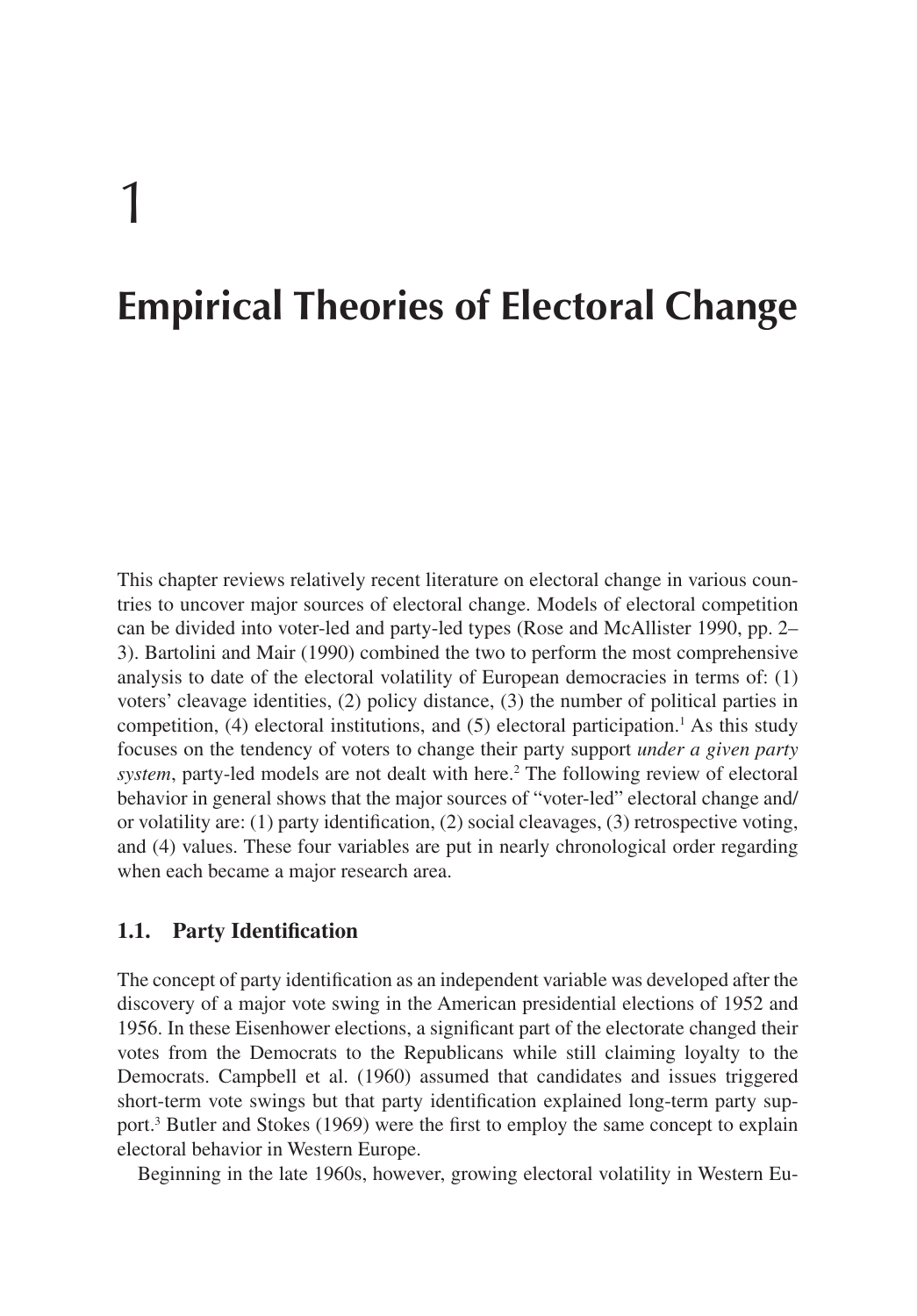# 1

# Empirical Theories of Electoral Change

This chapter reviews relatively recent literature on electoral change in various countries to uncover major sources of electoral change. Models of electoral competition can be divided into voter-led and party-led types (Rose and McAllister 1990, pp. 2–3). Bartolini and Mair (1990) combined the two to perform the most comprehensive analysis to date of the electoral volatility of European democracies in terms of: (1) voters' cleavage identities, (2) policy distance, (3) the number of political parties in competition, (4) electoral institutions, and (5) electoral participation.[1] As this study focuses on the tendency of voters to change their party support *under a given party system*, party-led models are not dealt with here.[2] The following review of electoral behavior in general shows that the major sources of "voter-led" electoral change and/or volatility are: (1) party identification, (2) social cleavages, (3) retrospective voting, and (4) values. These four variables are put in nearly chronological order regarding when each became a major research area.

## 1.1. Party Identification

The concept of party identification as an independent variable was developed after the discovery of a major vote swing in the American presidential elections of 1952 and 1956. In these Eisenhower elections, a significant part of the electorate changed their votes from the Democrats to the Republicans while still claiming loyalty to the Democrats. Campbell et al. (1960) assumed that candidates and issues triggered short-term vote swings but that party identification explained long-term party support.[3] Butler and Stokes (1969) were the first to employ the same concept to explain electoral behavior in Western Europe.

Beginning in the late 1960s, however, growing electoral volatility in Western Eu-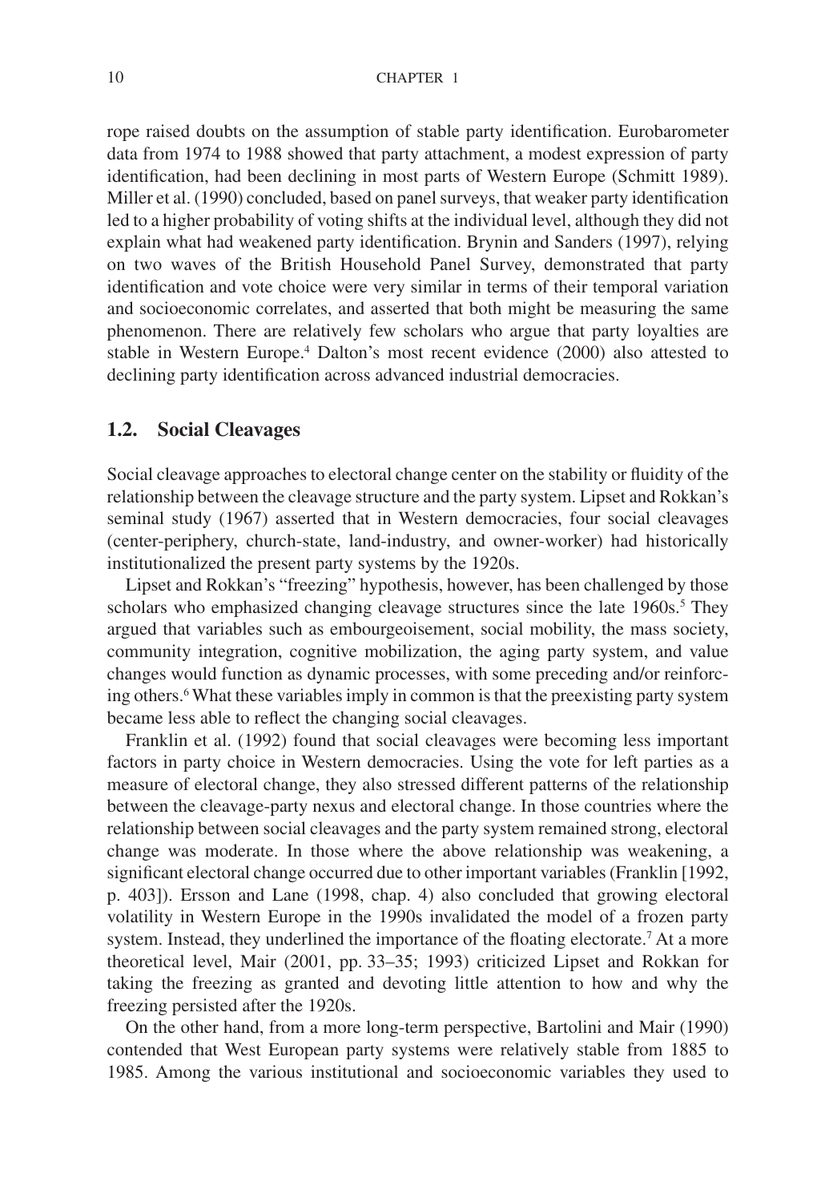rope raised doubts on the assumption of stable party identification. Eurobarometer data from 1974 to 1988 showed that party attachment, a modest expression of party identification, had been declining in most parts of Western Europe (Schmitt 1989). Miller et al. (1990) concluded, based on panel surveys, that weaker party identification led to a higher probability of voting shifts at the individual level, although they did not explain what had weakened party identification. Brynin and Sanders (1997), relying on two waves of the British Household Panel Survey, demonstrated that party identification and vote choice were very similar in terms of their temporal variation and socioeconomic correlates, and asserted that both might be measuring the same phenomenon. There are relatively few scholars who argue that party loyalties are stable in Western Europe.[4] Dalton's most recent evidence (2000) also attested to declining party identification across advanced industrial democracies.

## 1.2. Social Cleavages

Social cleavage approaches to electoral change center on the stability or fluidity of the relationship between the cleavage structure and the party system. Lipset and Rokkan's seminal study (1967) asserted that in Western democracies, four social cleavages (center-periphery, church-state, land-industry, and owner-worker) had historically institutionalized the present party systems by the 1920s.

Lipset and Rokkan's "freezing" hypothesis, however, has been challenged by those scholars who emphasized changing cleavage structures since the late 1960s.[5] They argued that variables such as embourgeoisement, social mobility, the mass society, community integration, cognitive mobilization, the aging party system, and value changes would function as dynamic processes, with some preceding and/or reinforcing others.[6] What these variables imply in common is that the preexisting party system became less able to reflect the changing social cleavages.

Franklin et al. (1992) found that social cleavages were becoming less important factors in party choice in Western democracies. Using the vote for left parties as a measure of electoral change, they also stressed different patterns of the relationship between the cleavage-party nexus and electoral change. In those countries where the relationship between social cleavages and the party system remained strong, electoral change was moderate. In those where the above relationship was weakening, a significant electoral change occurred due to other important variables (Franklin [1992, p. 403]). Ersson and Lane (1998, chap. 4) also concluded that growing electoral volatility in Western Europe in the 1990s invalidated the model of a frozen party system. Instead, they underlined the importance of the floating electorate.[7] At a more theoretical level, Mair (2001, pp. 33–35; 1993) criticized Lipset and Rokkan for taking the freezing as granted and devoting little attention to how and why the freezing persisted after the 1920s.

On the other hand, from a more long-term perspective, Bartolini and Mair (1990) contended that West European party systems were relatively stable from 1885 to 1985. Among the various institutional and socioeconomic variables they used to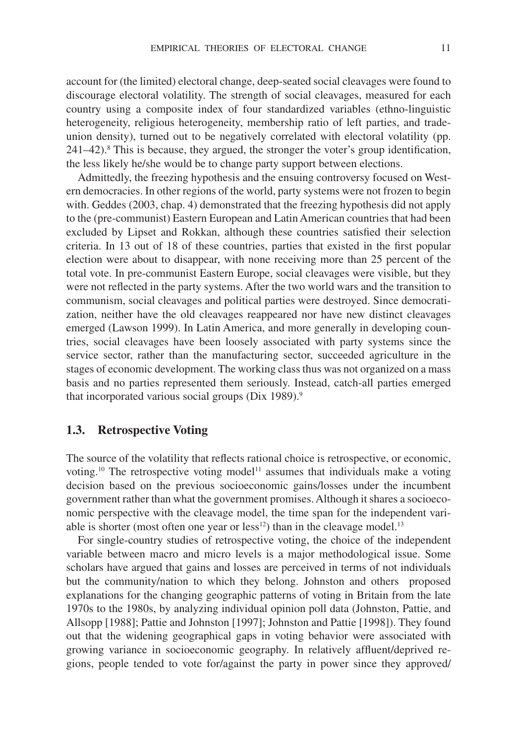account for (the limited) electoral change, deep-seated social cleavages were found to discourage electoral volatility. The strength of social cleavages, measured for each country using a composite index of four standardized variables (ethno-linguistic heterogeneity, religious heterogeneity, membership ratio of left parties, and trade-union density), turned out to be negatively correlated with electoral volatility (pp. 241–42).[8] This is because, they argued, the stronger the voter's group identification, the less likely he/she would be to change party support between elections.

Admittedly, the freezing hypothesis and the ensuing controversy focused on Western democracies. In other regions of the world, party systems were not frozen to begin with. Geddes (2003, chap. 4) demonstrated that the freezing hypothesis did not apply to the (pre-communist) Eastern European and Latin American countries that had been excluded by Lipset and Rokkan, although these countries satisfied their selection criteria. In 13 out of 18 of these countries, parties that existed in the first popular election were about to disappear, with none receiving more than 25 percent of the total vote. In pre-communist Eastern Europe, social cleavages were visible, but they were not reflected in the party systems. After the two world wars and the transition to communism, social cleavages and political parties were destroyed. Since democratization, neither have the old cleavages reappeared nor have new distinct cleavages emerged (Lawson 1999). In Latin America, and more generally in developing countries, social cleavages have been loosely associated with party systems since the service sector, rather than the manufacturing sector, succeeded agriculture in the stages of economic development. The working class thus was not organized on a mass basis and no parties represented them seriously. Instead, catch-all parties emerged that incorporated various social groups (Dix 1989).[9]

## 1.3. Retrospective Voting

The source of the volatility that reflects rational choice is retrospective, or economic, voting.[10] The retrospective voting model[11] assumes that individuals make a voting decision based on the previous socioeconomic gains/losses under the incumbent government rather than what the government promises. Although it shares a socioeconomic perspective with the cleavage model, the time span for the independent variable is shorter (most often one year or less[12]) than in the cleavage model.[13]

For single-country studies of retrospective voting, the choice of the independent variable between macro and micro levels is a major methodological issue. Some scholars have argued that gains and losses are perceived in terms of not individuals but the community/nation to which they belong. Johnston and others proposed explanations for the changing geographic patterns of voting in Britain from the late 1970s to the 1980s, by analyzing individual opinion poll data (Johnston, Pattie, and Allsopp [1988]; Pattie and Johnston [1997]; Johnston and Pattie [1998]). They found out that the widening geographical gaps in voting behavior were associated with growing variance in socioeconomic geography. In relatively affluent/deprived regions, people tended to vote for/against the party in power since they approved/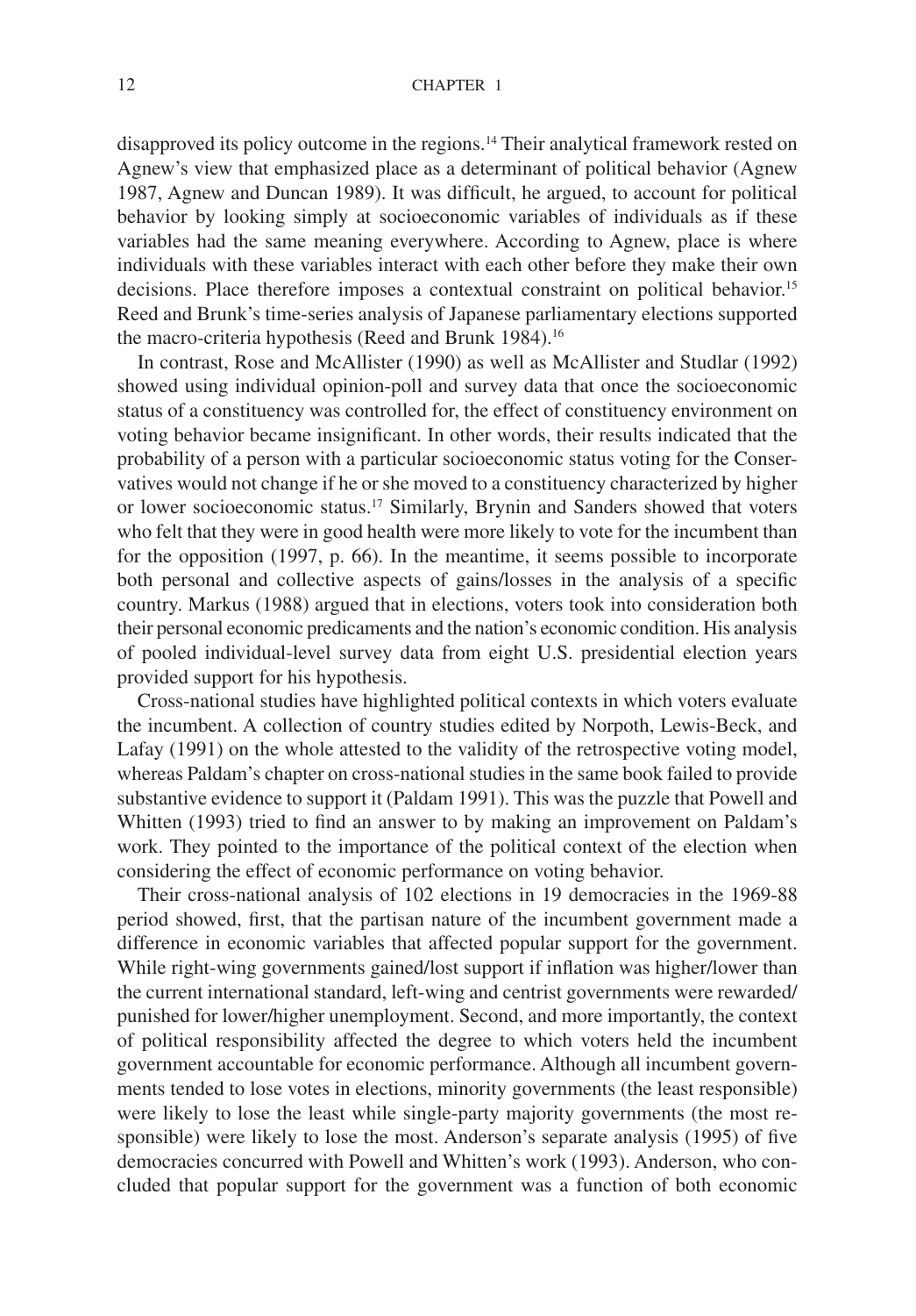disapproved its policy outcome in the regions.[14] Their analytical framework rested on Agnew's view that emphasized place as a determinant of political behavior (Agnew 1987, Agnew and Duncan 1989). It was difficult, he argued, to account for political behavior by looking simply at socioeconomic variables of individuals as if these variables had the same meaning everywhere. According to Agnew, place is where individuals with these variables interact with each other before they make their own decisions. Place therefore imposes a contextual constraint on political behavior.[15] Reed and Brunk's time-series analysis of Japanese parliamentary elections supported the macro-criteria hypothesis (Reed and Brunk 1984).[16]

In contrast, Rose and McAllister (1990) as well as McAllister and Studlar (1992) showed using individual opinion-poll and survey data that once the socioeconomic status of a constituency was controlled for, the effect of constituency environment on voting behavior became insignificant. In other words, their results indicated that the probability of a person with a particular socioeconomic status voting for the Conservatives would not change if he or she moved to a constituency characterized by higher or lower socioeconomic status.[17] Similarly, Brynin and Sanders showed that voters who felt that they were in good health were more likely to vote for the incumbent than for the opposition (1997, p. 66). In the meantime, it seems possible to incorporate both personal and collective aspects of gains/losses in the analysis of a specific country. Markus (1988) argued that in elections, voters took into consideration both their personal economic predicaments and the nation's economic condition. His analysis of pooled individual-level survey data from eight U.S. presidential election years provided support for his hypothesis.

Cross-national studies have highlighted political contexts in which voters evaluate the incumbent. A collection of country studies edited by Norpoth, Lewis-Beck, and Lafay (1991) on the whole attested to the validity of the retrospective voting model, whereas Paldam's chapter on cross-national studies in the same book failed to provide substantive evidence to support it (Paldam 1991). This was the puzzle that Powell and Whitten (1993) tried to find an answer to by making an improvement on Paldam's work. They pointed to the importance of the political context of the election when considering the effect of economic performance on voting behavior.

Their cross-national analysis of 102 elections in 19 democracies in the 1969-88 period showed, first, that the partisan nature of the incumbent government made a difference in economic variables that affected popular support for the government. While right-wing governments gained/lost support if inflation was higher/lower than the current international standard, left-wing and centrist governments were rewarded/punished for lower/higher unemployment. Second, and more importantly, the context of political responsibility affected the degree to which voters held the incumbent government accountable for economic performance. Although all incumbent governments tended to lose votes in elections, minority governments (the least responsible) were likely to lose the least while single-party majority governments (the most responsible) were likely to lose the most. Anderson's separate analysis (1995) of five democracies concurred with Powell and Whitten's work (1993). Anderson, who concluded that popular support for the government was a function of both economic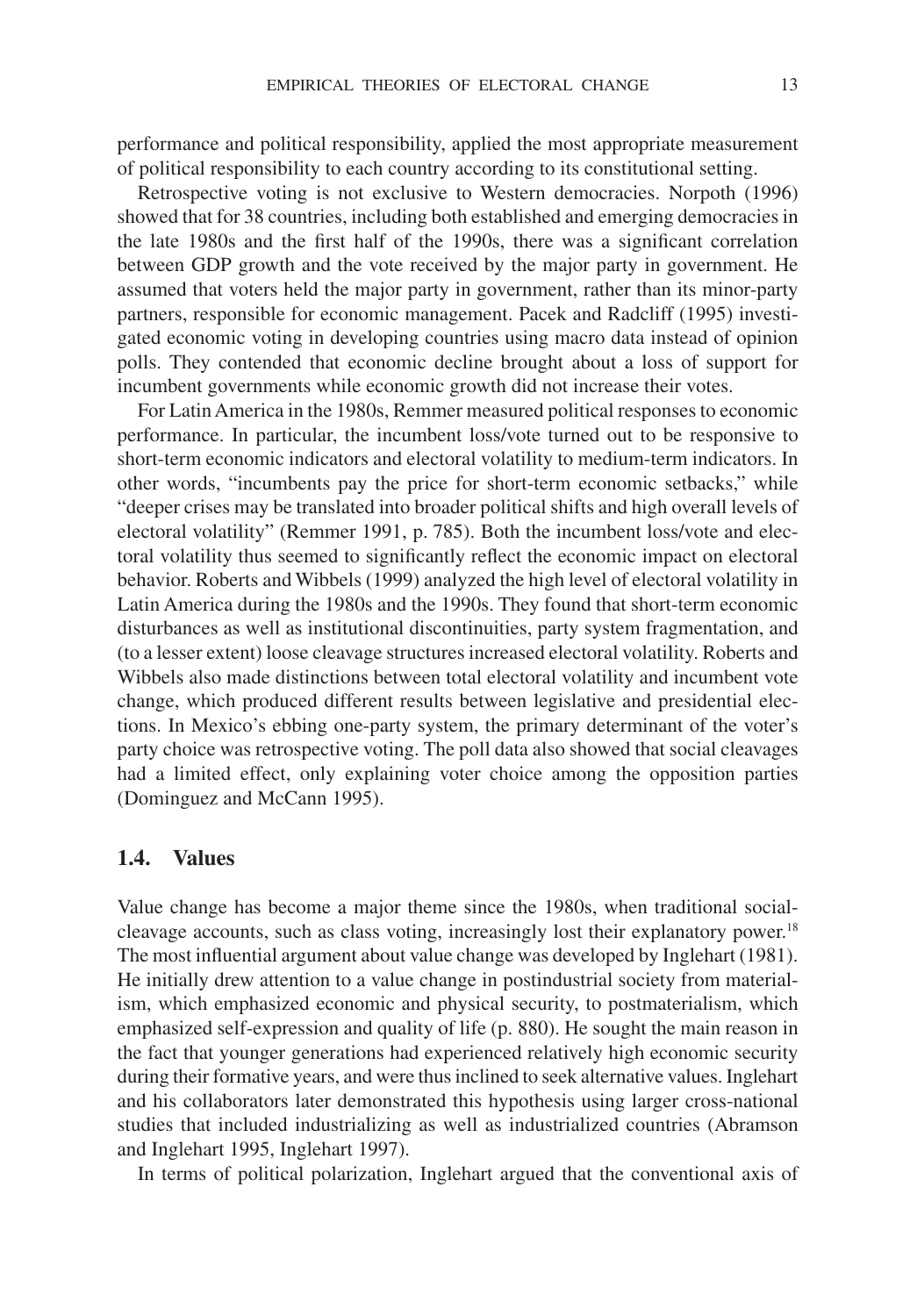performance and political responsibility, applied the most appropriate measurement of political responsibility to each country according to its constitutional setting.

Retrospective voting is not exclusive to Western democracies. Norpoth (1996) showed that for 38 countries, including both established and emerging democracies in the late 1980s and the first half of the 1990s, there was a significant correlation between GDP growth and the vote received by the major party in government. He assumed that voters held the major party in government, rather than its minor-party partners, responsible for economic management. Pacek and Radcliff (1995) investigated economic voting in developing countries using macro data instead of opinion polls. They contended that economic decline brought about a loss of support for incumbent governments while economic growth did not increase their votes.

For Latin America in the 1980s, Remmer measured political responses to economic performance. In particular, the incumbent loss/vote turned out to be responsive to short-term economic indicators and electoral volatility to medium-term indicators. In other words, "incumbents pay the price for short-term economic setbacks," while "deeper crises may be translated into broader political shifts and high overall levels of electoral volatility" (Remmer 1991, p. 785). Both the incumbent loss/vote and electoral volatility thus seemed to significantly reflect the economic impact on electoral behavior. Roberts and Wibbels (1999) analyzed the high level of electoral volatility in Latin America during the 1980s and the 1990s. They found that short-term economic disturbances as well as institutional discontinuities, party system fragmentation, and (to a lesser extent) loose cleavage structures increased electoral volatility. Roberts and Wibbels also made distinctions between total electoral volatility and incumbent vote change, which produced different results between legislative and presidential elections. In Mexico's ebbing one-party system, the primary determinant of the voter's party choice was retrospective voting. The poll data also showed that social cleavages had a limited effect, only explaining voter choice among the opposition parties (Dominguez and McCann 1995).

## 1.4. Values

Value change has become a major theme since the 1980s, when traditional social-cleavage accounts, such as class voting, increasingly lost their explanatory power.[18] The most influential argument about value change was developed by Inglehart (1981). He initially drew attention to a value change in postindustrial society from materialism, which emphasized economic and physical security, to postmaterialism, which emphasized self-expression and quality of life (p. 880). He sought the main reason in the fact that younger generations had experienced relatively high economic security during their formative years, and were thus inclined to seek alternative values. Inglehart and his collaborators later demonstrated this hypothesis using larger cross-national studies that included industrializing as well as industrialized countries (Abramson and Inglehart 1995, Inglehart 1997).

In terms of political polarization, Inglehart argued that the conventional axis of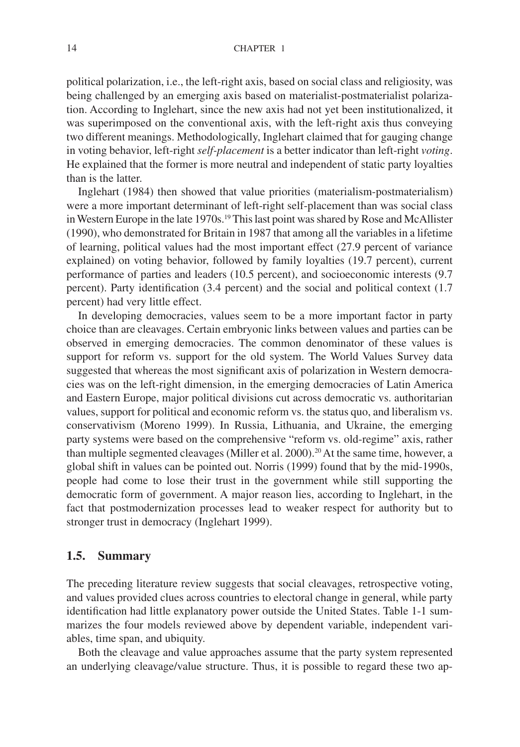political polarization, i.e., the left-right axis, based on social class and religiosity, was being challenged by an emerging axis based on materialist-postmaterialist polarization. According to Inglehart, since the new axis had not yet been institutionalized, it was superimposed on the conventional axis, with the left-right axis thus conveying two different meanings. Methodologically, Inglehart claimed that for gauging change in voting behavior, left-right *self-placement* is a better indicator than left-right *voting*. He explained that the former is more neutral and independent of static party loyalties than is the latter.

Inglehart (1984) then showed that value priorities (materialism-postmaterialism) were a more important determinant of left-right self-placement than was social class in Western Europe in the late 1970s.[19] This last point was shared by Rose and McAllister (1990), who demonstrated for Britain in 1987 that among all the variables in a lifetime of learning, political values had the most important effect (27.9 percent of variance explained) on voting behavior, followed by family loyalties (19.7 percent), current performance of parties and leaders (10.5 percent), and socioeconomic interests (9.7 percent). Party identification (3.4 percent) and the social and political context (1.7 percent) had very little effect.

In developing democracies, values seem to be a more important factor in party choice than are cleavages. Certain embryonic links between values and parties can be observed in emerging democracies. The common denominator of these values is support for reform vs. support for the old system. The World Values Survey data suggested that whereas the most significant axis of polarization in Western democracies was on the left-right dimension, in the emerging democracies of Latin America and Eastern Europe, major political divisions cut across democratic vs. authoritarian values, support for political and economic reform vs. the status quo, and liberalism vs. conservativism (Moreno 1999). In Russia, Lithuania, and Ukraine, the emerging party systems were based on the comprehensive "reform vs. old-regime" axis, rather than multiple segmented cleavages (Miller et al. 2000).[20] At the same time, however, a global shift in values can be pointed out. Norris (1999) found that by the mid-1990s, people had come to lose their trust in the government while still supporting the democratic form of government. A major reason lies, according to Inglehart, in the fact that postmodernization processes lead to weaker respect for authority but to stronger trust in democracy (Inglehart 1999).

## 1.5. Summary

The preceding literature review suggests that social cleavages, retrospective voting, and values provided clues across countries to electoral change in general, while party identification had little explanatory power outside the United States. Table 1-1 summarizes the four models reviewed above by dependent variable, independent variables, time span, and ubiquity.

Both the cleavage and value approaches assume that the party system represented an underlying cleavage/value structure. Thus, it is possible to regard these two ap-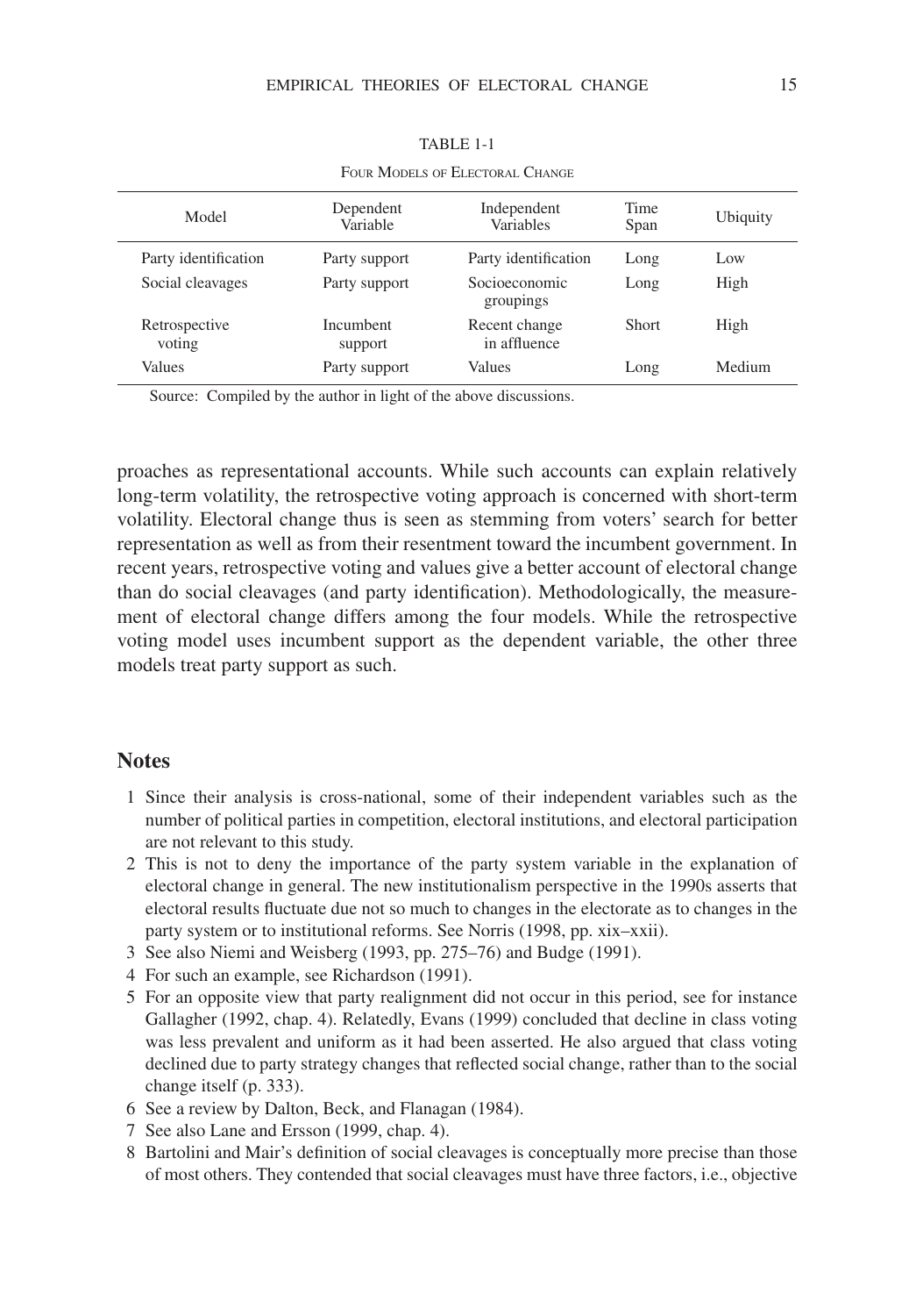TABLE 1-1

FOUR MODELS OF ELECTORAL CHANGE

| Model | Dependent Variable | Independent Variables | Time Span | Ubiquity |
|---|---|---|---|---|
| Party identification | Party support | Party identification | Long | Low |
| Social cleavages | Party support | Socioeconomic groupings | Long | High |
| Retrospective voting | Incumbent support | Recent change in affluence | Short | High |
| Values | Party support | Values | Long | Medium |

Source: Compiled by the author in light of the above discussions.

proaches as representational accounts. While such accounts can explain relatively long-term volatility, the retrospective voting approach is concerned with short-term volatility. Electoral change thus is seen as stemming from voters' search for better representation as well as from their resentment toward the incumbent government. In recent years, retrospective voting and values give a better account of electoral change than do social cleavages (and party identification). Methodologically, the measurement of electoral change differs among the four models. While the retrospective voting model uses incumbent support as the dependent variable, the other three models treat party support as such.

## Notes

1 Since their analysis is cross-national, some of their independent variables such as the number of political parties in competition, electoral institutions, and electoral participation are not relevant to this study.

2 This is not to deny the importance of the party system variable in the explanation of electoral change in general. The new institutionalism perspective in the 1990s asserts that electoral results fluctuate due not so much to changes in the electorate as to changes in the party system or to institutional reforms. See Norris (1998, pp. xix–xxii).

3 See also Niemi and Weisberg (1993, pp. 275–76) and Budge (1991).

4 For such an example, see Richardson (1991).

5 For an opposite view that party realignment did not occur in this period, see for instance Gallagher (1992, chap. 4). Relatedly, Evans (1999) concluded that decline in class voting was less prevalent and uniform as it had been asserted. He also argued that class voting declined due to party strategy changes that reflected social change, rather than to the social change itself (p. 333).

6 See a review by Dalton, Beck, and Flanagan (1984).

7 See also Lane and Ersson (1999, chap. 4).

8 Bartolini and Mair's definition of social cleavages is conceptually more precise than those of most others. They contended that social cleavages must have three factors, i.e., objective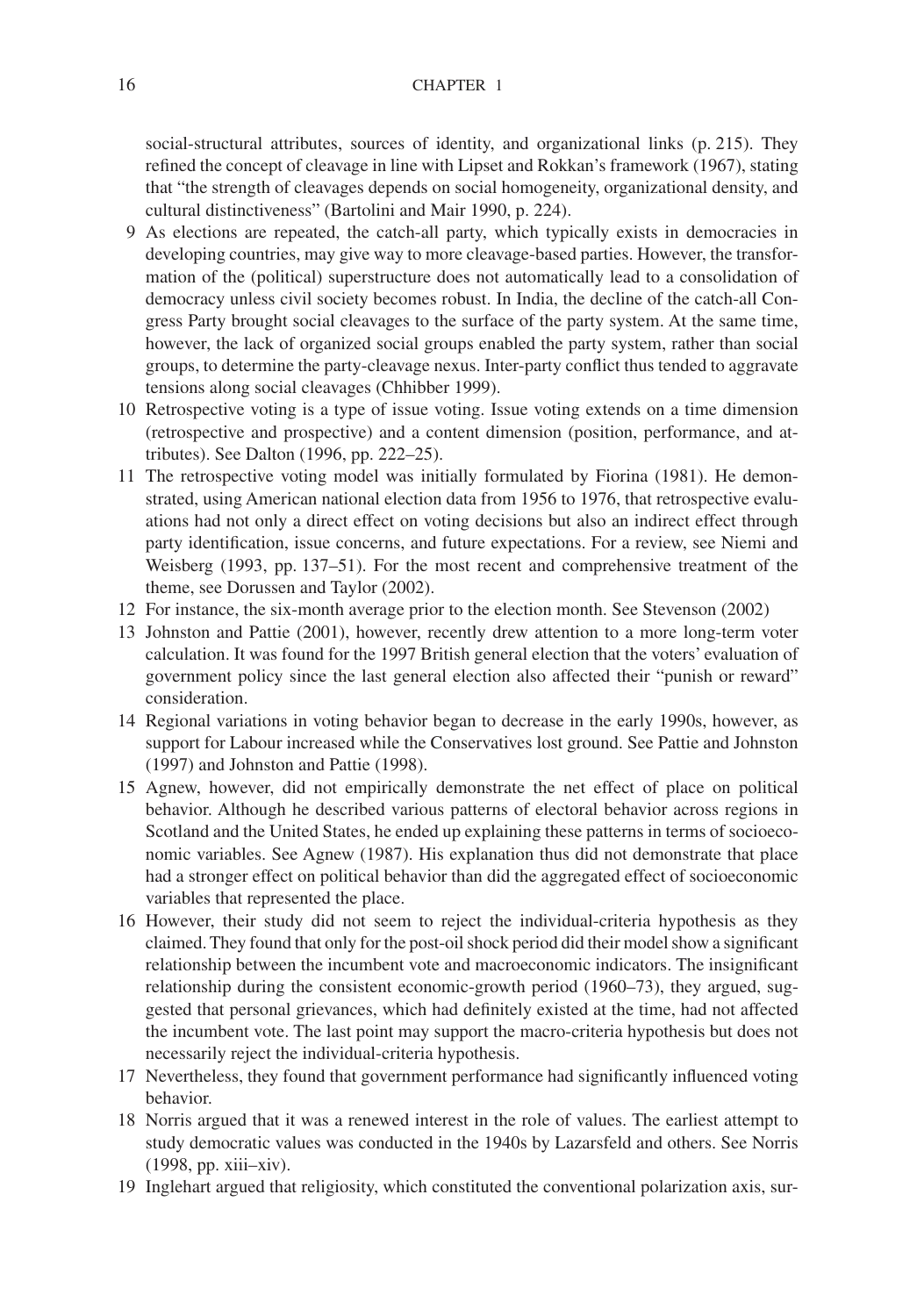social-structural attributes, sources of identity, and organizational links (p. 215). They refined the concept of cleavage in line with Lipset and Rokkan's framework (1967), stating that "the strength of cleavages depends on social homogeneity, organizational density, and cultural distinctiveness" (Bartolini and Mair 1990, p. 224).

9 As elections are repeated, the catch-all party, which typically exists in democracies in developing countries, may give way to more cleavage-based parties. However, the transformation of the (political) superstructure does not automatically lead to a consolidation of democracy unless civil society becomes robust. In India, the decline of the catch-all Congress Party brought social cleavages to the surface of the party system. At the same time, however, the lack of organized social groups enabled the party system, rather than social groups, to determine the party-cleavage nexus. Inter-party conflict thus tended to aggravate tensions along social cleavages (Chhibber 1999).

10 Retrospective voting is a type of issue voting. Issue voting extends on a time dimension (retrospective and prospective) and a content dimension (position, performance, and attributes). See Dalton (1996, pp. 222–25).

11 The retrospective voting model was initially formulated by Fiorina (1981). He demonstrated, using American national election data from 1956 to 1976, that retrospective evaluations had not only a direct effect on voting decisions but also an indirect effect through party identification, issue concerns, and future expectations. For a review, see Niemi and Weisberg (1993, pp. 137–51). For the most recent and comprehensive treatment of the theme, see Dorussen and Taylor (2002).

12 For instance, the six-month average prior to the election month. See Stevenson (2002)

13 Johnston and Pattie (2001), however, recently drew attention to a more long-term voter calculation. It was found for the 1997 British general election that the voters' evaluation of government policy since the last general election also affected their "punish or reward" consideration.

14 Regional variations in voting behavior began to decrease in the early 1990s, however, as support for Labour increased while the Conservatives lost ground. See Pattie and Johnston (1997) and Johnston and Pattie (1998).

15 Agnew, however, did not empirically demonstrate the net effect of place on political behavior. Although he described various patterns of electoral behavior across regions in Scotland and the United States, he ended up explaining these patterns in terms of socioeconomic variables. See Agnew (1987). His explanation thus did not demonstrate that place had a stronger effect on political behavior than did the aggregated effect of socioeconomic variables that represented the place.

16 However, their study did not seem to reject the individual-criteria hypothesis as they claimed. They found that only for the post-oil shock period did their model show a significant relationship between the incumbent vote and macroeconomic indicators. The insignificant relationship during the consistent economic-growth period (1960–73), they argued, suggested that personal grievances, which had definitely existed at the time, had not affected the incumbent vote. The last point may support the macro-criteria hypothesis but does not necessarily reject the individual-criteria hypothesis.

17 Nevertheless, they found that government performance had significantly influenced voting behavior.

18 Norris argued that it was a renewed interest in the role of values. The earliest attempt to study democratic values was conducted in the 1940s by Lazarsfeld and others. See Norris (1998, pp. xiii–xiv).

19 Inglehart argued that religiosity, which constituted the conventional polarization axis, sur-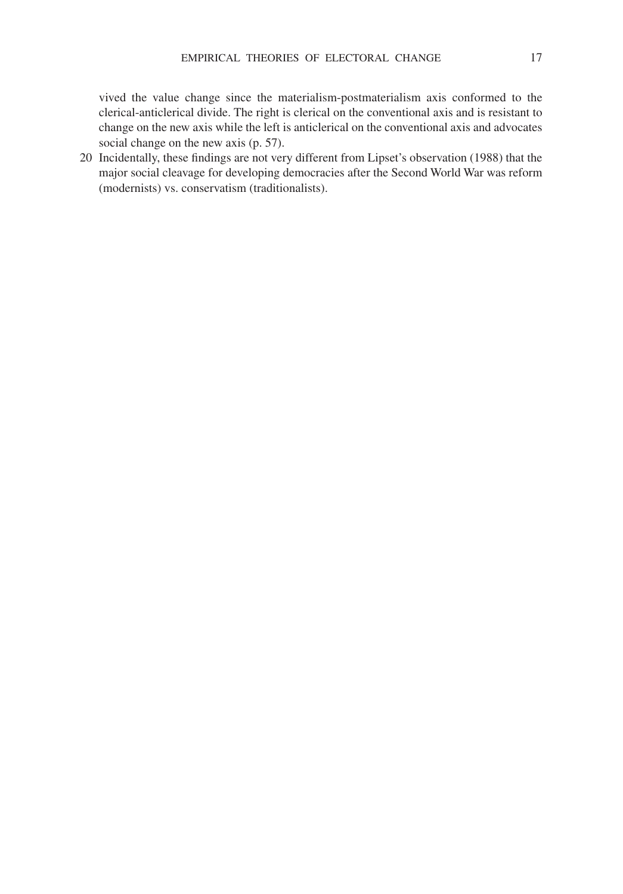vived the value change since the materialism-postmaterialism axis conformed to the clerical-anticlerical divide. The right is clerical on the conventional axis and is resistant to change on the new axis while the left is anticlerical on the conventional axis and advocates social change on the new axis (p. 57).

20 Incidentally, these findings are not very different from Lipset's observation (1988) that the major social cleavage for developing democracies after the Second World War was reform (modernists) vs. conservatism (traditionalists).